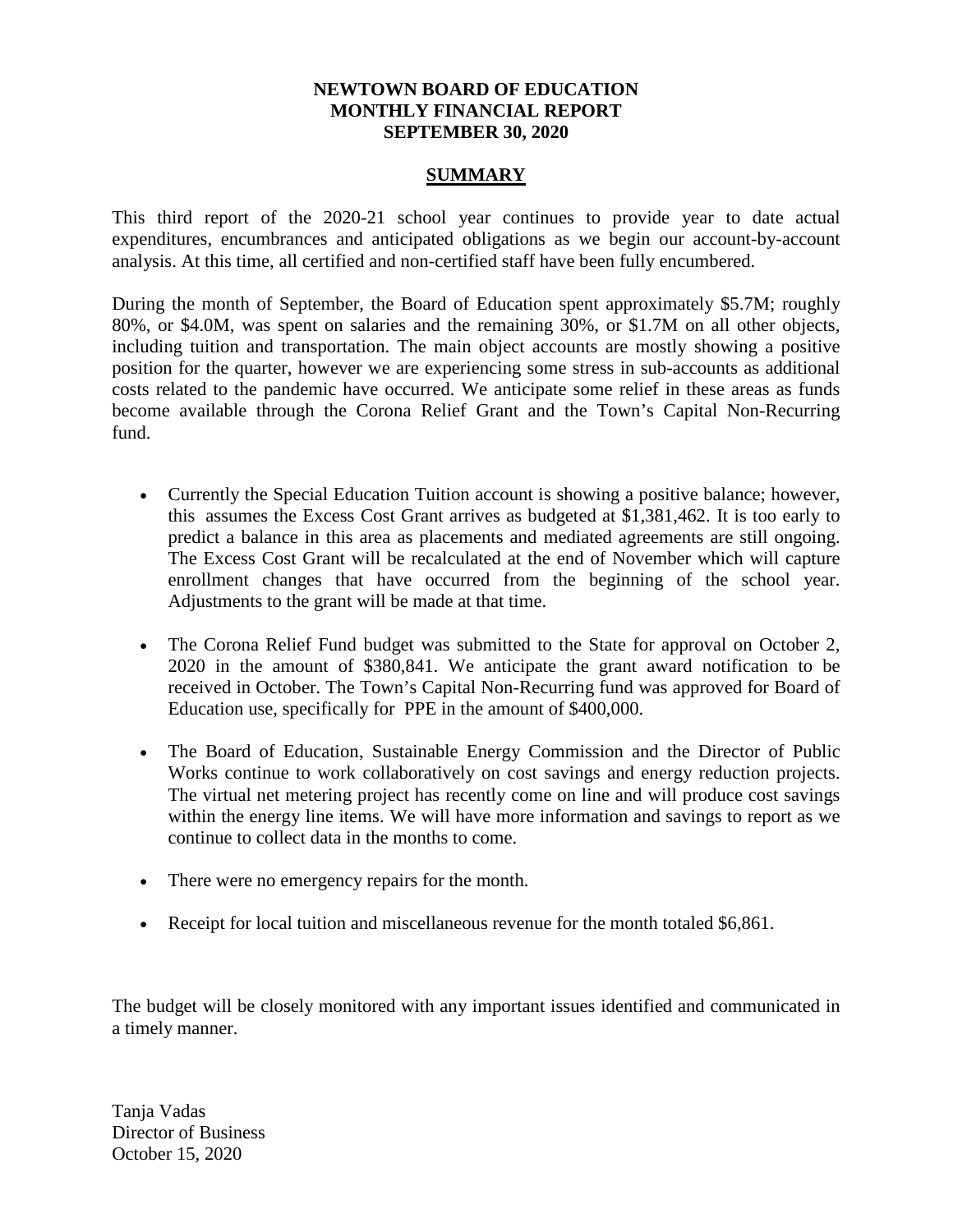**NEWTOWN BOARD OF EDUCATION**
**MONTHLY FINANCIAL REPORT**
**SEPTEMBER 30, 2020**

## SUMMARY

This third report of the 2020-21 school year continues to provide year to date actual expenditures, encumbrances and anticipated obligations as we begin our account-by-account analysis. At this time, all certified and non-certified staff have been fully encumbered.

During the month of September, the Board of Education spent approximately $5.7M; roughly 80%, or $4.0M, was spent on salaries and the remaining 30%, or $1.7M on all other objects, including tuition and transportation. The main object accounts are mostly showing a positive position for the quarter, however we are experiencing some stress in sub-accounts as additional costs related to the pandemic have occurred. We anticipate some relief in these areas as funds become available through the Corona Relief Grant and the Town's Capital Non-Recurring fund.

- Currently the Special Education Tuition account is showing a positive balance; however, this assumes the Excess Cost Grant arrives as budgeted at $1,381,462. It is too early to predict a balance in this area as placements and mediated agreements are still ongoing. The Excess Cost Grant will be recalculated at the end of November which will capture enrollment changes that have occurred from the beginning of the school year. Adjustments to the grant will be made at that time.

- The Corona Relief Fund budget was submitted to the State for approval on October 2, 2020 in the amount of $380,841. We anticipate the grant award notification to be received in October. The Town's Capital Non-Recurring fund was approved for Board of Education use, specifically for PPE in the amount of $400,000.

- The Board of Education, Sustainable Energy Commission and the Director of Public Works continue to work collaboratively on cost savings and energy reduction projects. The virtual net metering project has recently come on line and will produce cost savings within the energy line items. We will have more information and savings to report as we continue to collect data in the months to come.

- There were no emergency repairs for the month.

- Receipt for local tuition and miscellaneous revenue for the month totaled $6,861.

The budget will be closely monitored with any important issues identified and communicated in a timely manner.

Tanja Vadas
Director of Business
October 15, 2020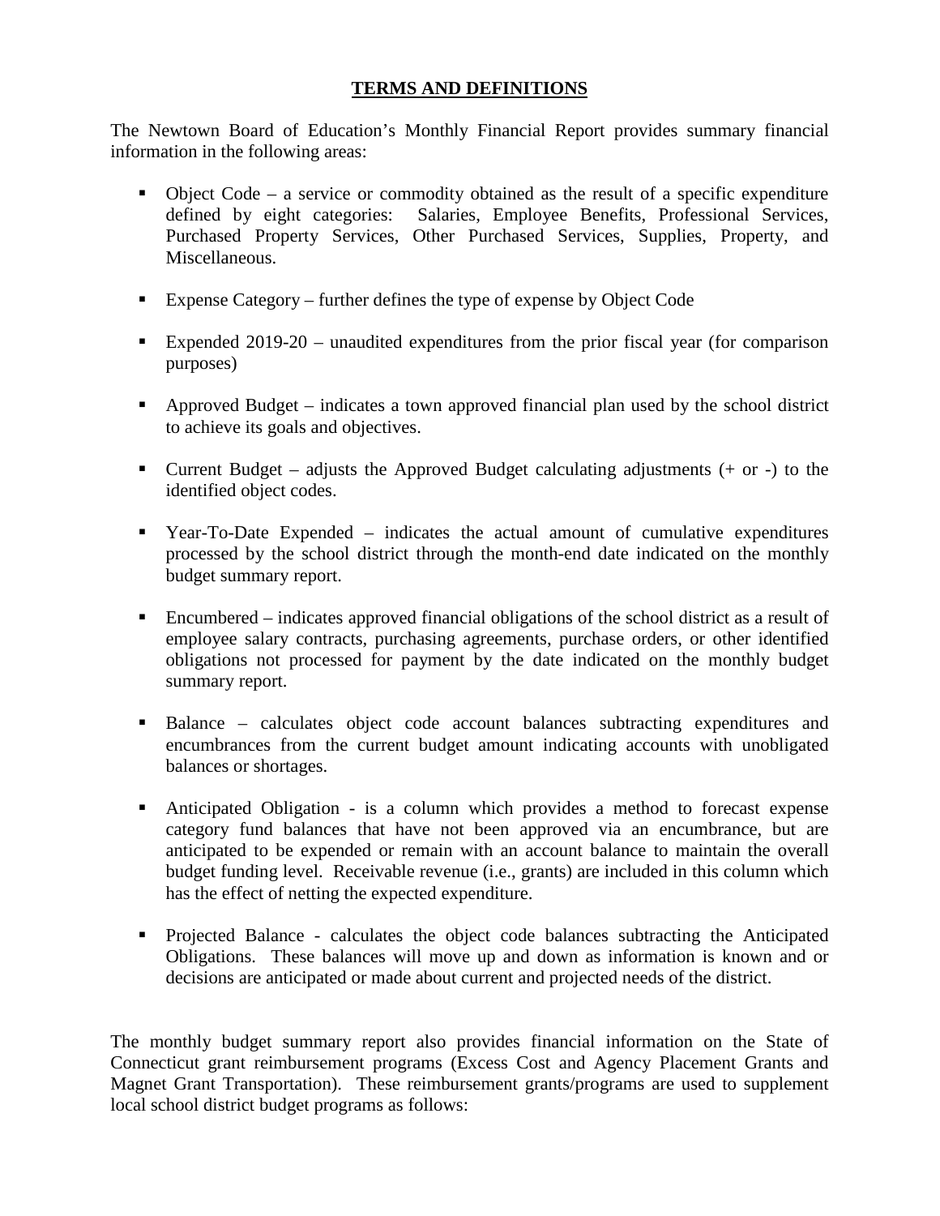## TERMS AND DEFINITIONS

The Newtown Board of Education's Monthly Financial Report provides summary financial information in the following areas:

- Object Code – a service or commodity obtained as the result of a specific expenditure defined by eight categories: Salaries, Employee Benefits, Professional Services, Purchased Property Services, Other Purchased Services, Supplies, Property, and Miscellaneous.
- Expense Category – further defines the type of expense by Object Code
- Expended 2019-20 – unaudited expenditures from the prior fiscal year (for comparison purposes)
- Approved Budget – indicates a town approved financial plan used by the school district to achieve its goals and objectives.
- Current Budget – adjusts the Approved Budget calculating adjustments (+ or -) to the identified object codes.
- Year-To-Date Expended – indicates the actual amount of cumulative expenditures processed by the school district through the month-end date indicated on the monthly budget summary report.
- Encumbered – indicates approved financial obligations of the school district as a result of employee salary contracts, purchasing agreements, purchase orders, or other identified obligations not processed for payment by the date indicated on the monthly budget summary report.
- Balance – calculates object code account balances subtracting expenditures and encumbrances from the current budget amount indicating accounts with unobligated balances or shortages.
- Anticipated Obligation - is a column which provides a method to forecast expense category fund balances that have not been approved via an encumbrance, but are anticipated to be expended or remain with an account balance to maintain the overall budget funding level. Receivable revenue (i.e., grants) are included in this column which has the effect of netting the expected expenditure.
- Projected Balance - calculates the object code balances subtracting the Anticipated Obligations. These balances will move up and down as information is known and or decisions are anticipated or made about current and projected needs of the district.

The monthly budget summary report also provides financial information on the State of Connecticut grant reimbursement programs (Excess Cost and Agency Placement Grants and Magnet Grant Transportation). These reimbursement grants/programs are used to supplement local school district budget programs as follows: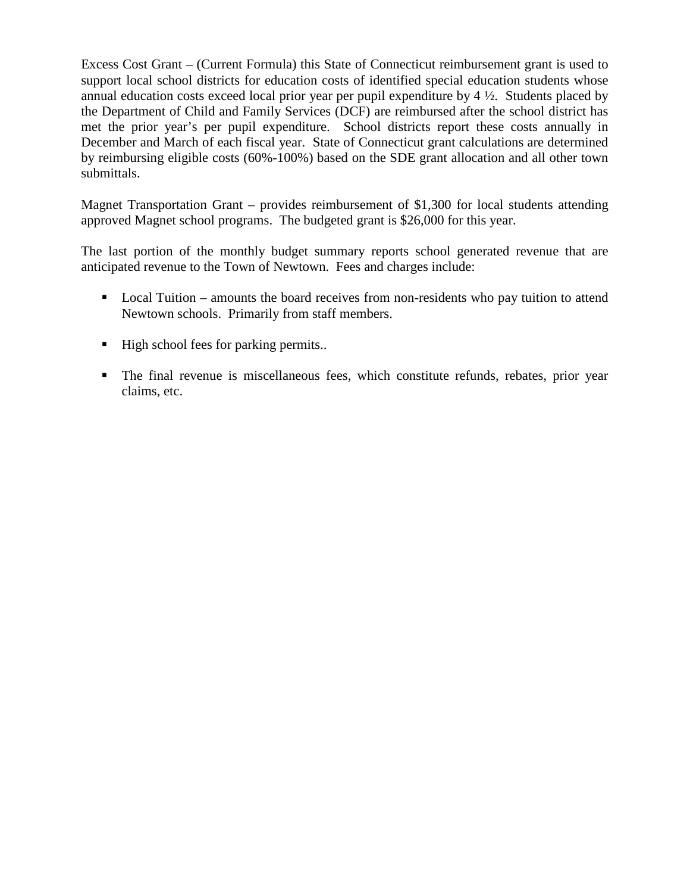Excess Cost Grant – (Current Formula) this State of Connecticut reimbursement grant is used to support local school districts for education costs of identified special education students whose annual education costs exceed local prior year per pupil expenditure by 4 ½. Students placed by the Department of Child and Family Services (DCF) are reimbursed after the school district has met the prior year's per pupil expenditure. School districts report these costs annually in December and March of each fiscal year. State of Connecticut grant calculations are determined by reimbursing eligible costs (60%-100%) based on the SDE grant allocation and all other town submittals.

Magnet Transportation Grant – provides reimbursement of $1,300 for local students attending approved Magnet school programs. The budgeted grant is $26,000 for this year.

The last portion of the monthly budget summary reports school generated revenue that are anticipated revenue to the Town of Newtown. Fees and charges include:

- Local Tuition – amounts the board receives from non-residents who pay tuition to attend Newtown schools. Primarily from staff members.

- High school fees for parking permits..

- The final revenue is miscellaneous fees, which constitute refunds, rebates, prior year claims, etc.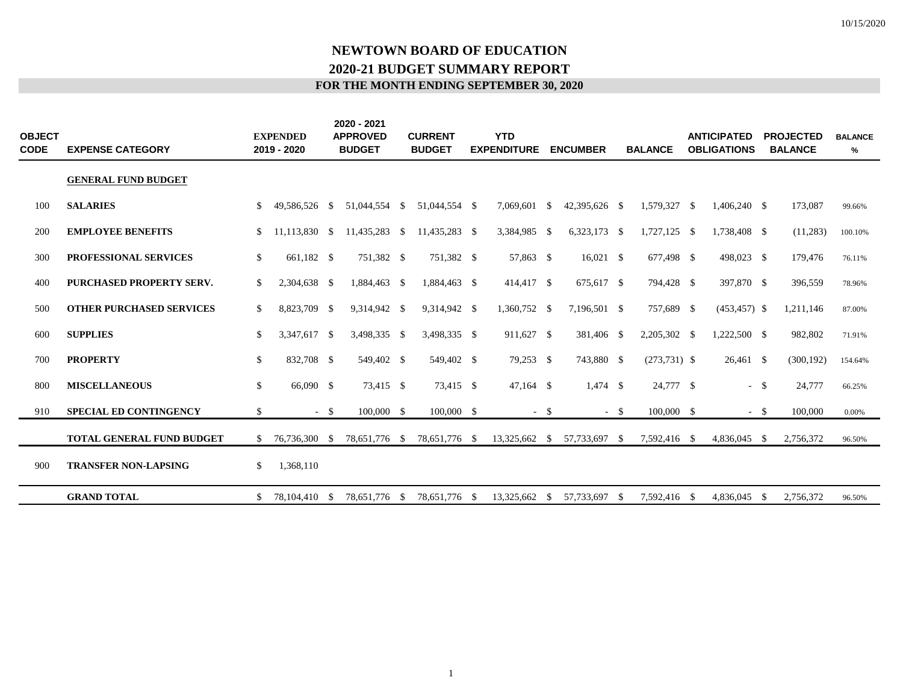# NEWTOWN BOARD OF EDUCATION

## 2020-21 BUDGET SUMMARY REPORT

### FOR THE MONTH ENDING SEPTEMBER 30, 2020

| OBJECT CODE | EXPENSE CATEGORY | EXPENDED 2019 - 2020 | 2020 - 2021 APPROVED BUDGET | CURRENT BUDGET | YTD EXPENDITURE | ENCUMBER | BALANCE | ANTICIPATED OBLIGATIONS | PROJECTED BALANCE | BALANCE % |
|---|---|---|---|---|---|---|---|---|---|---|
| | **GENERAL FUND BUDGET** | | | | | | | | | |
| 100 | **SALARIES** | $ 49,586,526 | $ 51,044,554 | $ 51,044,554 | $ 7,069,601 | $ 42,395,626 | $ 1,579,327 | $ 1,406,240 | $ 173,087 | 99.66% |
| 200 | **EMPLOYEE BENEFITS** | $ 11,113,830 | $ 11,435,283 | $ 11,435,283 | $ 3,384,985 | $ 6,323,173 | $ 1,727,125 | $ 1,738,408 | $ (11,283) | 100.10% |
| 300 | **PROFESSIONAL SERVICES** | $ 661,182 | $ 751,382 | $ 751,382 | $ 57,863 | $ 16,021 | $ 677,498 | $ 498,023 | $ 179,476 | 76.11% |
| 400 | **PURCHASED PROPERTY SERV.** | $ 2,304,638 | $ 1,884,463 | $ 1,884,463 | $ 414,417 | $ 675,617 | $ 794,428 | $ 397,870 | $ 396,559 | 78.96% |
| 500 | **OTHER PURCHASED SERVICES** | $ 8,823,709 | $ 9,314,942 | $ 9,314,942 | $ 1,360,752 | $ 7,196,501 | $ 757,689 | $ (453,457) | $ 1,211,146 | 87.00% |
| 600 | **SUPPLIES** | $ 3,347,617 | $ 3,498,335 | $ 3,498,335 | $ 911,627 | $ 381,406 | $ 2,205,302 | $ 1,222,500 | $ 982,802 | 71.91% |
| 700 | **PROPERTY** | $ 832,708 | $ 549,402 | $ 549,402 | $ 79,253 | $ 743,880 | $ (273,731) | $ 26,461 | $ (300,192) | 154.64% |
| 800 | **MISCELLANEOUS** | $ 66,090 | $ 73,415 | $ 73,415 | $ 47,164 | $ 1,474 | $ 24,777 | $ - | $ 24,777 | 66.25% |
| 910 | **SPECIAL ED CONTINGENCY** | $ - | $ 100,000 | $ 100,000 | $ - | $ - | $ 100,000 | $ - | $ 100,000 | 0.00% |
| | **TOTAL GENERAL FUND BUDGET** | $ 76,736,300 | $ 78,651,776 | $ 78,651,776 | $ 13,325,662 | $ 57,733,697 | $ 7,592,416 | $ 4,836,045 | $ 2,756,372 | 96.50% |
| 900 | **TRANSFER NON-LAPSING** | $ 1,368,110 | | | | | | | | |
| | **GRAND TOTAL** | $ 78,104,410 | $ 78,651,776 | $ 78,651,776 | $ 13,325,662 | $ 57,733,697 | $ 7,592,416 | $ 4,836,045 | $ 2,756,372 | 96.50% |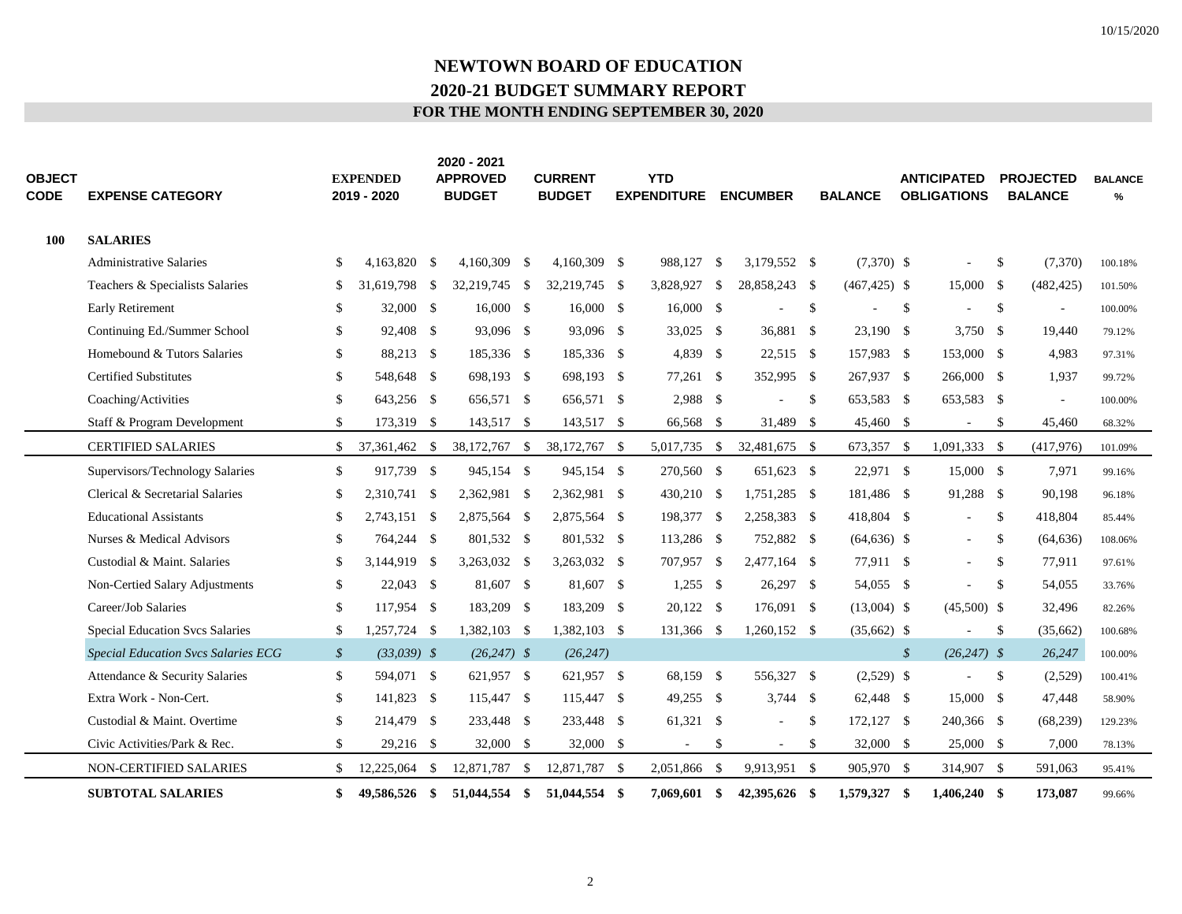10/15/2020

# NEWTOWN BOARD OF EDUCATION
## 2020-21 BUDGET SUMMARY REPORT
### FOR THE MONTH ENDING SEPTEMBER 30, 2020

| OBJECT CODE | EXPENSE CATEGORY | EXPENDED 2019 - 2020 | 2020 - 2021 APPROVED BUDGET | CURRENT BUDGET | YTD EXPENDITURE | ENCUMBER | BALANCE | ANTICIPATED OBLIGATIONS | PROJECTED BALANCE | BALANCE % |
|---|---|---|---|---|---|---|---|---|---|---|
| **100** | **SALARIES** | | | | | | | | | |
| | Administrative Salaries | $ 4,163,820 | $ 4,160,309 | $ 4,160,309 | $ 988,127 | $ 3,179,552 | $ (7,370) | $ - | $ (7,370) | 100.18% |
| | Teachers & Specialists Salaries | $ 31,619,798 | $ 32,219,745 | $ 32,219,745 | $ 3,828,927 | $ 28,858,243 | $ (467,425) | $ 15,000 | $ (482,425) | 101.50% |
| | Early Retirement | $ 32,000 | $ 16,000 | $ 16,000 | $ 16,000 | $ - | $ - | $ - | $ - | 100.00% |
| | Continuing Ed./Summer School | $ 92,408 | $ 93,096 | $ 93,096 | $ 33,025 | $ 36,881 | $ 23,190 | $ 3,750 | $ 19,440 | 79.12% |
| | Homebound & Tutors Salaries | $ 88,213 | $ 185,336 | $ 185,336 | $ 4,839 | $ 22,515 | $ 157,983 | $ 153,000 | $ 4,983 | 97.31% |
| | Certified Substitutes | $ 548,648 | $ 698,193 | $ 698,193 | $ 77,261 | $ 352,995 | $ 267,937 | $ 266,000 | $ 1,937 | 99.72% |
| | Coaching/Activities | $ 643,256 | $ 656,571 | $ 656,571 | $ 2,988 | $ - | $ 653,583 | $ 653,583 | $ - | 100.00% |
| | Staff & Program Development | $ 173,319 | $ 143,517 | $ 143,517 | $ 66,568 | $ 31,489 | $ 45,460 | $ - | $ 45,460 | 68.32% |
| | CERTIFIED SALARIES | $ 37,361,462 | $ 38,172,767 | $ 38,172,767 | $ 5,017,735 | $ 32,481,675 | $ 673,357 | $ 1,091,333 | $ (417,976) | 101.09% |
| | Supervisors/Technology Salaries | $ 917,739 | $ 945,154 | $ 945,154 | $ 270,560 | $ 651,623 | $ 22,971 | $ 15,000 | $ 7,971 | 99.16% |
| | Clerical & Secretarial Salaries | $ 2,310,741 | $ 2,362,981 | $ 2,362,981 | $ 430,210 | $ 1,751,285 | $ 181,486 | $ 91,288 | $ 90,198 | 96.18% |
| | Educational Assistants | $ 2,743,151 | $ 2,875,564 | $ 2,875,564 | $ 198,377 | $ 2,258,383 | $ 418,804 | $ - | $ 418,804 | 85.44% |
| | Nurses & Medical Advisors | $ 764,244 | $ 801,532 | $ 801,532 | $ 113,286 | $ 752,882 | $ (64,636) | $ - | $ (64,636) | 108.06% |
| | Custodial & Maint. Salaries | $ 3,144,919 | $ 3,263,032 | $ 3,263,032 | $ 707,957 | $ 2,477,164 | $ 77,911 | $ - | $ 77,911 | 97.61% |
| | Non-Certied Salary Adjustments | $ 22,043 | $ 81,607 | $ 81,607 | $ 1,255 | $ 26,297 | $ 54,055 | $ - | $ 54,055 | 33.76% |
| | Career/Job Salaries | $ 117,954 | $ 183,209 | $ 183,209 | $ 20,122 | $ 176,091 | $ (13,004) | $ (45,500) | $ 32,496 | 82.26% |
| | Special Education Svcs Salaries | $ 1,257,724 | $ 1,382,103 | $ 1,382,103 | $ 131,366 | $ 1,260,152 | $ (35,662) | $ - | $ (35,662) | 100.68% |
| | *Special Education Svcs Salaries ECG* | *$ (33,039)* | *$ (26,247)* | *$ (26,247)* | | | | *$ (26,247)* | *$ 26,247* | *100.00%* |
| | Attendance & Security Salaries | $ 594,071 | $ 621,957 | $ 621,957 | $ 68,159 | $ 556,327 | $ (2,529) | $ - | $ (2,529) | 100.41% |
| | Extra Work - Non-Cert. | $ 141,823 | $ 115,447 | $ 115,447 | $ 49,255 | $ 3,744 | $ 62,448 | $ 15,000 | $ 47,448 | 58.90% |
| | Custodial & Maint. Overtime | $ 214,479 | $ 233,448 | $ 233,448 | $ 61,321 | $ - | $ 172,127 | $ 240,366 | $ (68,239) | 129.23% |
| | Civic Activities/Park & Rec. | $ 29,216 | $ 32,000 | $ 32,000 | $ - | $ - | $ 32,000 | $ 25,000 | $ 7,000 | 78.13% |
| | NON-CERTIFIED SALARIES | $ 12,225,064 | $ 12,871,787 | $ 12,871,787 | $ 2,051,866 | $ 9,913,951 | $ 905,970 | $ 314,907 | $ 591,063 | 95.41% |
| | **SUBTOTAL SALARIES** | **$ 49,586,526** | **$ 51,044,554** | **$ 51,044,554** | **$ 7,069,601** | **$ 42,395,626** | **$ 1,579,327** | **$ 1,406,240** | **$ 173,087** | 99.66% |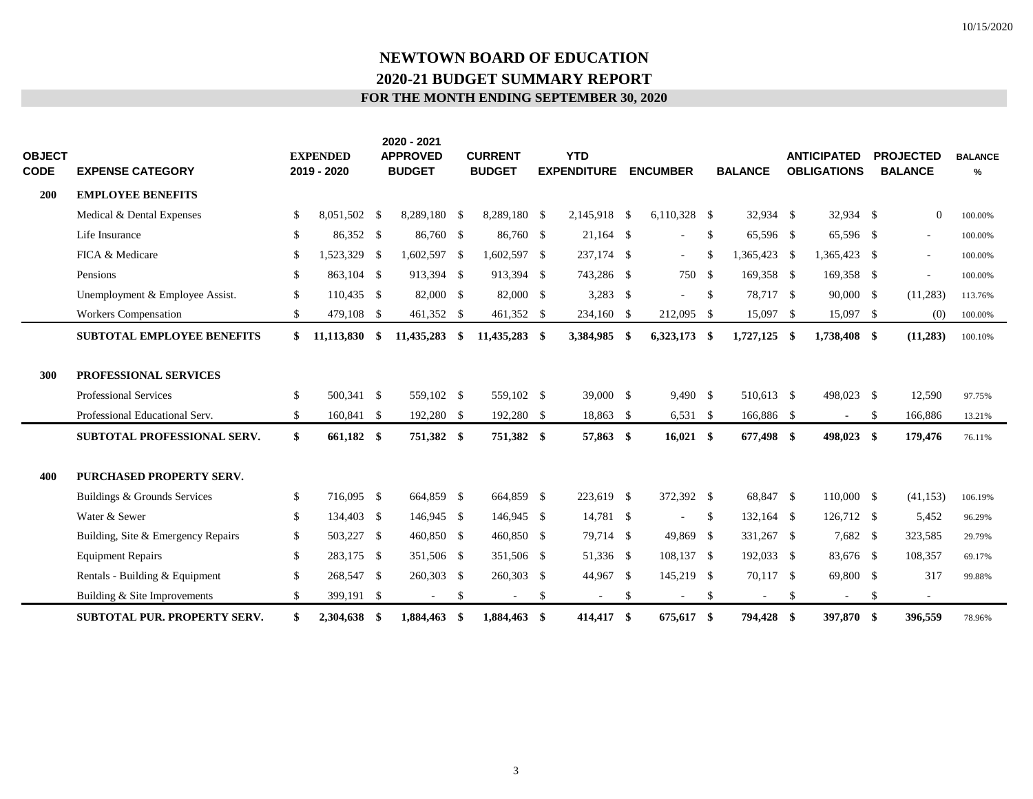10/15/2020

# NEWTOWN BOARD OF EDUCATION

## 2020-21 BUDGET SUMMARY REPORT

### FOR THE MONTH ENDING SEPTEMBER 30, 2020

| OBJECT CODE | EXPENSE CATEGORY | EXPENDED 2019 - 2020 | 2020 - 2021 APPROVED BUDGET | CURRENT BUDGET | YTD EXPENDITURE | ENCUMBER | BALANCE | ANTICIPATED OBLIGATIONS | PROJECTED BALANCE | BALANCE % |
|---|---|---|---|---|---|---|---|---|---|---|
| **200** | **EMPLOYEE BENEFITS** | | | | | | | | | |
| | Medical & Dental Expenses | $ 8,051,502 | $ 8,289,180 | $ 8,289,180 | $ 2,145,918 | $ 6,110,328 | $ 32,934 | $ 32,934 | $ 0 | 100.00% |
| | Life Insurance | $ 86,352 | $ 86,760 | $ 86,760 | $ 21,164 | $ - | $ 65,596 | $ 65,596 | $ - | 100.00% |
| | FICA & Medicare | $ 1,523,329 | $ 1,602,597 | $ 1,602,597 | $ 237,174 | $ - | $ 1,365,423 | $ 1,365,423 | $ - | 100.00% |
| | Pensions | $ 863,104 | $ 913,394 | $ 913,394 | $ 743,286 | $ 750 | $ 169,358 | $ 169,358 | $ - | 100.00% |
| | Unemployment & Employee Assist. | $ 110,435 | $ 82,000 | $ 82,000 | $ 3,283 | $ - | $ 78,717 | $ 90,000 | $ (11,283) | 113.76% |
| | Workers Compensation | $ 479,108 | $ 461,352 | $ 461,352 | $ 234,160 | $ 212,095 | $ 15,097 | $ 15,097 | $ (0) | 100.00% |
| | **SUBTOTAL EMPLOYEE BENEFITS** | **$ 11,113,830** | **$ 11,435,283** | **$ 11,435,283** | **$ 3,384,985** | **$ 6,323,173** | **$ 1,727,125** | **$ 1,738,408** | **$ (11,283)** | 100.10% |
| **300** | **PROFESSIONAL SERVICES** | | | | | | | | | |
| | Professional Services | $ 500,341 | $ 559,102 | $ 559,102 | $ 39,000 | $ 9,490 | $ 510,613 | $ 498,023 | $ 12,590 | 97.75% |
| | Professional Educational Serv. | $ 160,841 | $ 192,280 | $ 192,280 | $ 18,863 | $ 6,531 | $ 166,886 | $ - | $ 166,886 | 13.21% |
| | **SUBTOTAL PROFESSIONAL SERV.** | **$ 661,182** | **$ 751,382** | **$ 751,382** | **$ 57,863** | **$ 16,021** | **$ 677,498** | **$ 498,023** | **$ 179,476** | 76.11% |
| **400** | **PURCHASED PROPERTY SERV.** | | | | | | | | | |
| | Buildings & Grounds Services | $ 716,095 | $ 664,859 | $ 664,859 | $ 223,619 | $ 372,392 | $ 68,847 | $ 110,000 | $ (41,153) | 106.19% |
| | Water & Sewer | $ 134,403 | $ 146,945 | $ 146,945 | $ 14,781 | $ - | $ 132,164 | $ 126,712 | $ 5,452 | 96.29% |
| | Building, Site & Emergency Repairs | $ 503,227 | $ 460,850 | $ 460,850 | $ 79,714 | $ 49,869 | $ 331,267 | $ 7,682 | $ 323,585 | 29.79% |
| | Equipment Repairs | $ 283,175 | $ 351,506 | $ 351,506 | $ 51,336 | $ 108,137 | $ 192,033 | $ 83,676 | $ 108,357 | 69.17% |
| | Rentals - Building & Equipment | $ 268,547 | $ 260,303 | $ 260,303 | $ 44,967 | $ 145,219 | $ 70,117 | $ 69,800 | $ 317 | 99.88% |
| | Building & Site Improvements | $ 399,191 | $ - | $ - | $ - | $ - | $ - | $ - | $ - | |
| | **SUBTOTAL PUR. PROPERTY SERV.** | **$ 2,304,638** | **$ 1,884,463** | **$ 1,884,463** | **$ 414,417** | **$ 675,617** | **$ 794,428** | **$ 397,870** | **$ 396,559** | 78.96% |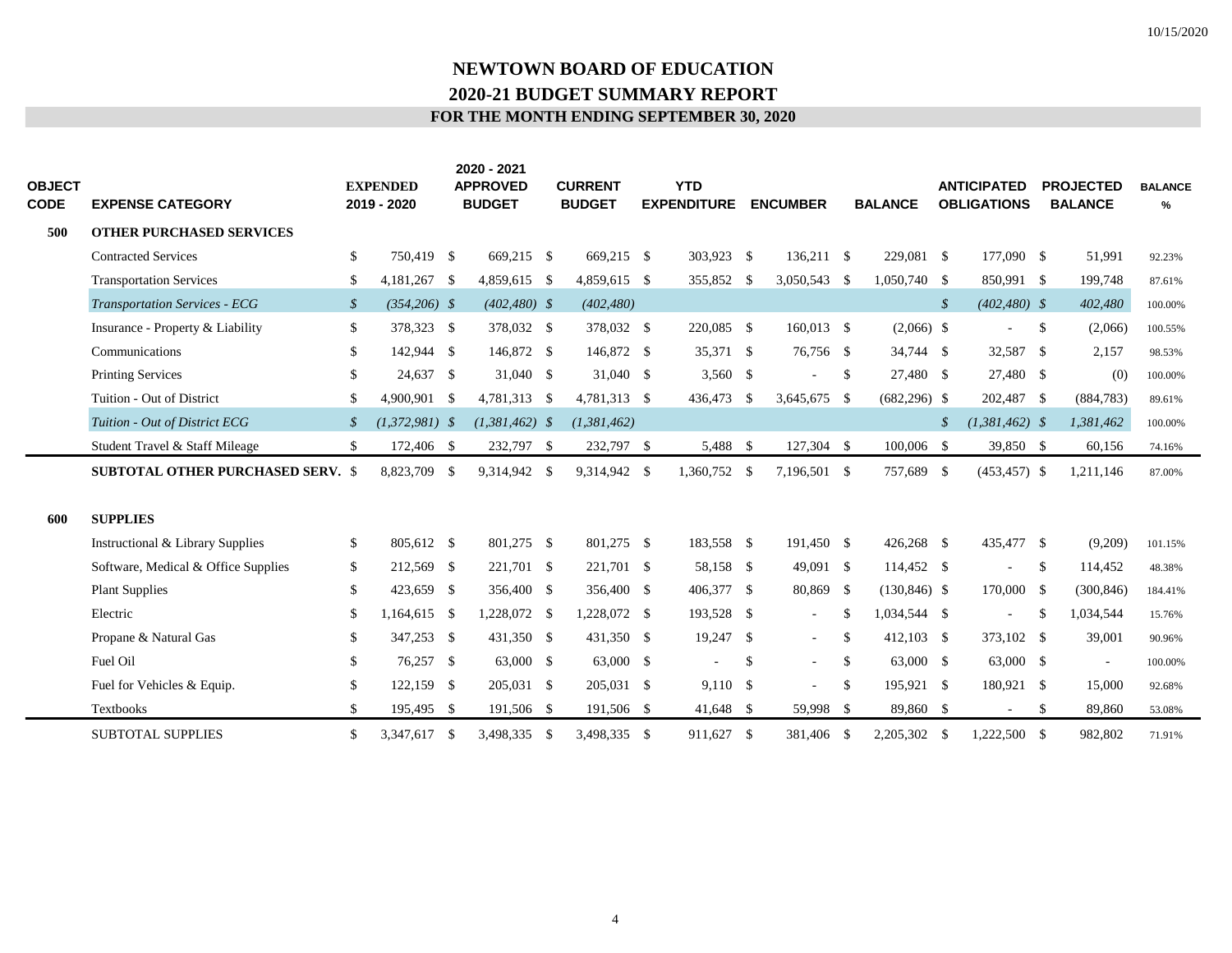# NEWTOWN BOARD OF EDUCATION

## 2020-21 BUDGET SUMMARY REPORT

### FOR THE MONTH ENDING SEPTEMBER 30, 2020

| OBJECT CODE | EXPENSE CATEGORY | EXPENDED 2019 - 2020 | 2020 - 2021 APPROVED BUDGET | CURRENT BUDGET | YTD EXPENDITURE | ENCUMBER | BALANCE | ANTICIPATED OBLIGATIONS | PROJECTED BALANCE | BALANCE % |
|---|---|---|---|---|---|---|---|---|---|---|
| **500** | **OTHER PURCHASED SERVICES** | | | | | | | | | |
| | Contracted Services | $ 750,419 | $ 669,215 | $ 669,215 | $ 303,923 | $ 136,211 | $ 229,081 | $ 177,090 | $ 51,991 | 92.23% |
| | Transportation Services | $ 4,181,267 | $ 4,859,615 | $ 4,859,615 | $ 355,852 | $ 3,050,543 | $ 1,050,740 | $ 850,991 | $ 199,748 | 87.61% |
| | *Transportation Services - ECG* | *$ (354,206)* | *$ (402,480)* | *$ (402,480)* | | | | *$ (402,480)* | *$ 402,480* | 100.00% |
| | Insurance - Property & Liability | $ 378,323 | $ 378,032 | $ 378,032 | $ 220,085 | $ 160,013 | $ (2,066) | $ - | $ (2,066) | 100.55% |
| | Communications | $ 142,944 | $ 146,872 | $ 146,872 | $ 35,371 | $ 76,756 | $ 34,744 | $ 32,587 | $ 2,157 | 98.53% |
| | Printing Services | $ 24,637 | $ 31,040 | $ 31,040 | $ 3,560 | $ - | $ 27,480 | $ 27,480 | $ (0) | 100.00% |
| | Tuition - Out of District | $ 4,900,901 | $ 4,781,313 | $ 4,781,313 | $ 436,473 | $ 3,645,675 | $ (682,296) | $ 202,487 | $ (884,783) | 89.61% |
| | *Tuition - Out of District ECG* | *$ (1,372,981)* | *$ (1,381,462)* | *$ (1,381,462)* | | | | *$ (1,381,462)* | *$ 1,381,462* | 100.00% |
| | Student Travel & Staff Mileage | $ 172,406 | $ 232,797 | $ 232,797 | $ 5,488 | $ 127,304 | $ 100,006 | $ 39,850 | $ 60,156 | 74.16% |
| | **SUBTOTAL OTHER PURCHASED SERV.** | $ 8,823,709 | $ 9,314,942 | $ 9,314,942 | $ 1,360,752 | $ 7,196,501 | $ 757,689 | $ (453,457) | $ 1,211,146 | 87.00% |
| **600** | **SUPPLIES** | | | | | | | | | |
| | Instructional & Library Supplies | $ 805,612 | $ 801,275 | $ 801,275 | $ 183,558 | $ 191,450 | $ 426,268 | $ 435,477 | $ (9,209) | 101.15% |
| | Software, Medical & Office Supplies | $ 212,569 | $ 221,701 | $ 221,701 | $ 58,158 | $ 49,091 | $ 114,452 | $ - | $ 114,452 | 48.38% |
| | Plant Supplies | $ 423,659 | $ 356,400 | $ 356,400 | $ 406,377 | $ 80,869 | $ (130,846) | $ 170,000 | $ (300,846) | 184.41% |
| | Electric | $ 1,164,615 | $ 1,228,072 | $ 1,228,072 | $ 193,528 | $ - | $ 1,034,544 | $ - | $ 1,034,544 | 15.76% |
| | Propane & Natural Gas | $ 347,253 | $ 431,350 | $ 431,350 | $ 19,247 | $ - | $ 412,103 | $ 373,102 | $ 39,001 | 90.96% |
| | Fuel Oil | $ 76,257 | $ 63,000 | $ 63,000 | $ - | $ - | $ 63,000 | $ 63,000 | $ - | 100.00% |
| | Fuel for Vehicles & Equip. | $ 122,159 | $ 205,031 | $ 205,031 | $ 9,110 | $ - | $ 195,921 | $ 180,921 | $ 15,000 | 92.68% |
| | Textbooks | $ 195,495 | $ 191,506 | $ 191,506 | $ 41,648 | $ 59,998 | $ 89,860 | $ - | $ 89,860 | 53.08% |
| | SUBTOTAL SUPPLIES | $ 3,347,617 | $ 3,498,335 | $ 3,498,335 | $ 911,627 | $ 381,406 | $ 2,205,302 | $ 1,222,500 | $ 982,802 | 71.91% |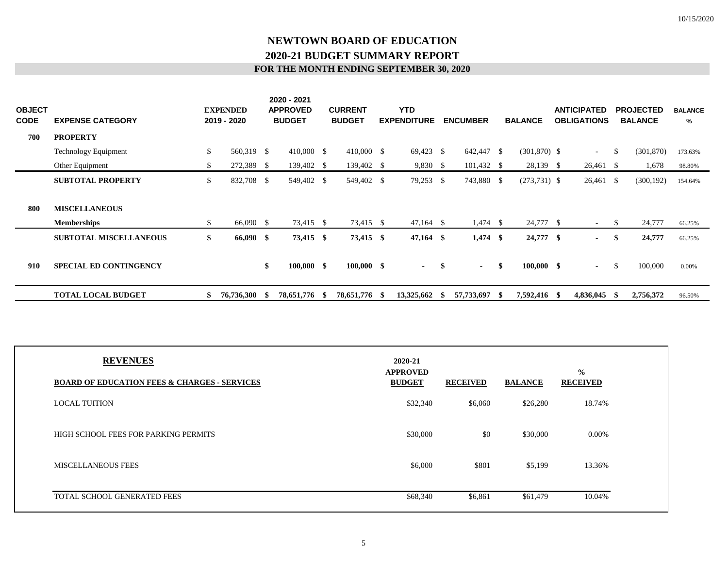# NEWTOWN BOARD OF EDUCATION

## 2020-21 BUDGET SUMMARY REPORT

### FOR THE MONTH ENDING SEPTEMBER 30, 2020

| OBJECT CODE | EXPENSE CATEGORY | EXPENDED 2019 - 2020 | 2020 - 2021 APPROVED BUDGET | CURRENT BUDGET | YTD EXPENDITURE | ENCUMBER | BALANCE | ANTICIPATED OBLIGATIONS | PROJECTED BALANCE | BALANCE % |
|---|---|---|---|---|---|---|---|---|---|---|
| 700 | **PROPERTY** | | | | | | | | | |
| | Technology Equipment | $ 560,319 | $ 410,000 | $ 410,000 | $ 69,423 | $ 642,447 | $ (301,870) | $ - | $ (301,870) | 173.63% |
| | Other Equipment | $ 272,389 | $ 139,402 | $ 139,402 | $ 9,830 | $ 101,432 | $ 28,139 | $ 26,461 | $ 1,678 | 98.80% |
| | **SUBTOTAL PROPERTY** | $ 832,708 | $ 549,402 | $ 549,402 | $ 79,253 | $ 743,880 | $ (273,731) | $ 26,461 | $ (300,192) | 154.64% |
| 800 | **MISCELLANEOUS** | | | | | | | | | |
| | **Memberships** | $ 66,090 | $ 73,415 | $ 73,415 | $ 47,164 | $ 1,474 | $ 24,777 | $ - | $ 24,777 | 66.25% |
| | **SUBTOTAL MISCELLANEOUS** | **$ 66,090** | **$ 73,415** | **$ 73,415** | **$ 47,164** | **$ 1,474** | **$ 24,777** | **$ -** | **$ 24,777** | 66.25% |
| 910 | **SPECIAL ED CONTINGENCY** | | **$ 100,000** | **$ 100,000** | **$ -** | **$ -** | **$ 100,000** | **$ -** | $ 100,000 | 0.00% |
| | **TOTAL LOCAL BUDGET** | **$ 76,736,300** | **$ 78,651,776** | **$ 78,651,776** | **$ 13,325,662** | **$ 57,733,697** | **$ 7,592,416** | **$ 4,836,045** | **$ 2,756,372** | 96.50% |

| **REVENUES** <br> **BOARD OF EDUCATION FEES & CHARGES - SERVICES** | **2020-21 APPROVED BUDGET** | **RECEIVED** | **BALANCE** | **% RECEIVED** |
|---|---|---|---|---|
| LOCAL TUITION | $32,340 | $6,060 | $26,280 | 18.74% |
| HIGH SCHOOL FEES FOR PARKING PERMITS | $30,000 | $0 | $30,000 | 0.00% |
| MISCELLANEOUS FEES | $6,000 | $801 | $5,199 | 13.36% |
| TOTAL SCHOOL GENERATED FEES | $68,340 | $6,861 | $61,479 | 10.04% |